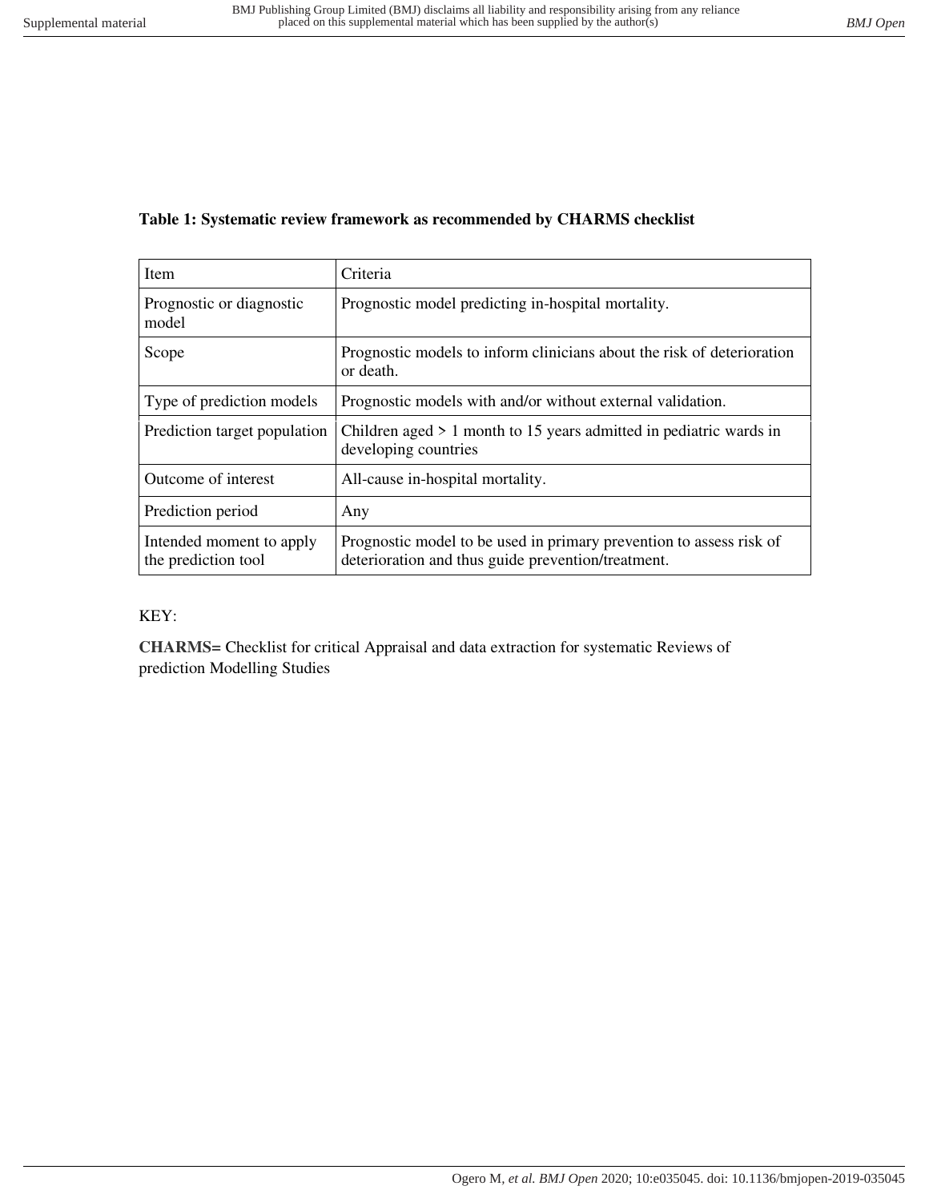**Table 1: Systematic review framework as recommended by CHARMS checklist**

| Item | Criteria |
|---|---|
| Prognostic or diagnostic model | Prognostic model predicting in-hospital mortality. |
| Scope | Prognostic models to inform clinicians about the risk of deterioration or death. |
| Type of prediction models | Prognostic models with and/or without external validation. |
| Prediction target population | Children aged > 1 month to 15 years admitted in pediatric wards in developing countries |
| Outcome of interest | All-cause in-hospital mortality. |
| Prediction period | Any |
| Intended moment to apply the prediction tool | Prognostic model to be used in primary prevention to assess risk of deterioration and thus guide prevention/treatment. |

KEY:

**CHARMS=** Checklist for critical Appraisal and data extraction for systematic Reviews of prediction Modelling Studies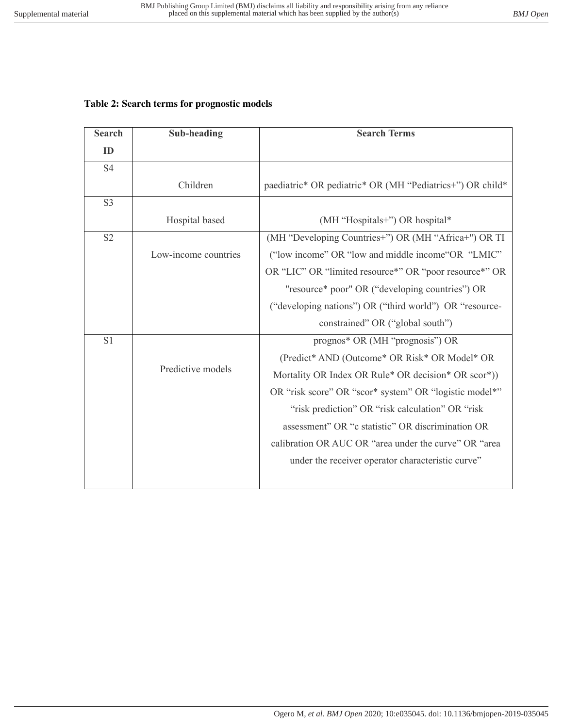**Table 2: Search terms for prognostic models**

| Search ID | Sub-heading | Search Terms |
|---|---|---|
| S4 | Children | paediatric* OR pediatric* OR (MH “Pediatrics+”) OR child* |
| S3 | Hospital based | (MH “Hospitals+”) OR hospital* |
| S2 | Low-income countries | (MH “Developing Countries+”) OR (MH “Africa+") OR TI (“low income” OR “low and middle income“OR “LMIC” OR “LIC” OR “limited resource*” OR “poor resource*” OR "resource* poor" OR (“developing countries”) OR (“developing nations”) OR (“third world”) OR “resource-constrained” OR (“global south”) |
| S1 | Predictive models | prognos* OR (MH “prognosis”) OR (Predict* AND (Outcome* OR Risk* OR Model* OR Mortality OR Index OR Rule* OR decision* OR scor*)) OR “risk score” OR “scor* system” OR “logistic model*” “risk prediction” OR “risk calculation” OR “risk assessment” OR “c statistic” OR discrimination OR calibration OR AUC OR “area under the curve” OR “area under the receiver operator characteristic curve” |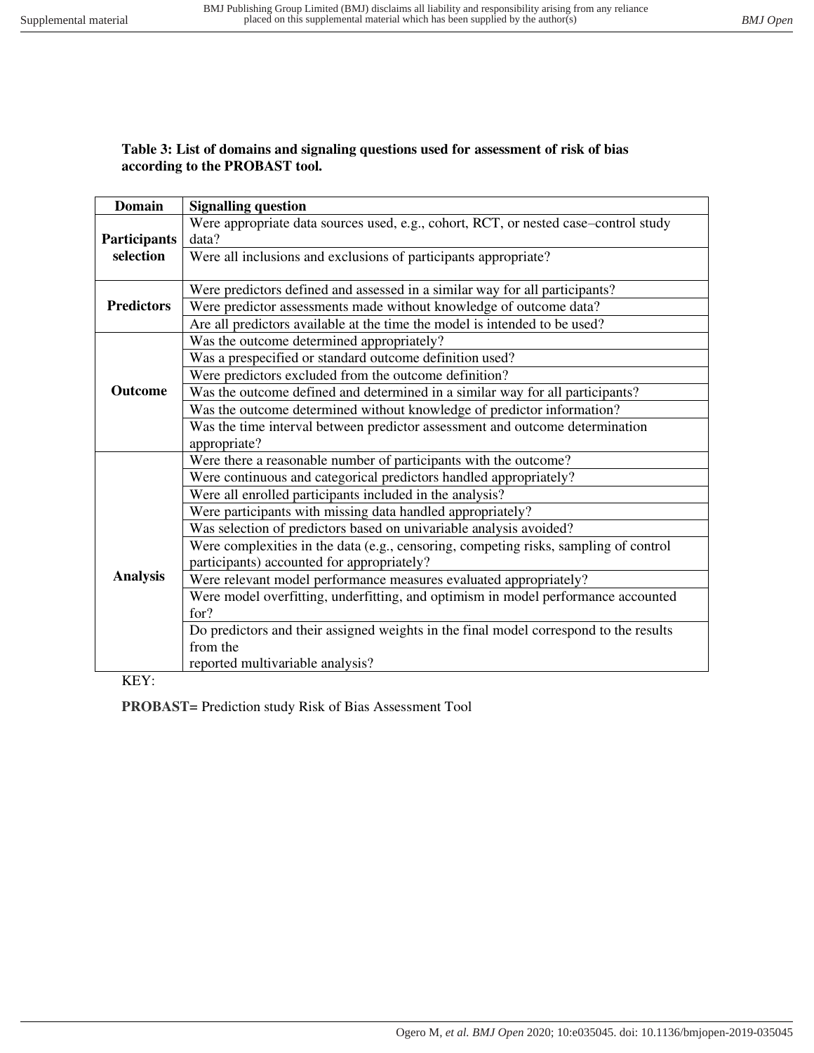**Table 3: List of domains and signaling questions used for assessment of risk of bias according to the PROBAST tool.**

| Domain | Signalling question |
|---|---|
| **Participants selection** | Were appropriate data sources used, e.g., cohort, RCT, or nested case–control study data? |
| | Were all inclusions and exclusions of participants appropriate? |
| **Predictors** | Were predictors defined and assessed in a similar way for all participants? |
| | Were predictor assessments made without knowledge of outcome data? |
| | Are all predictors available at the time the model is intended to be used? |
| **Outcome** | Was the outcome determined appropriately? |
| | Was a prespecified or standard outcome definition used? |
| | Were predictors excluded from the outcome definition? |
| | Was the outcome defined and determined in a similar way for all participants? |
| | Was the outcome determined without knowledge of predictor information? |
| | Was the time interval between predictor assessment and outcome determination appropriate? |
| **Analysis** | Were there a reasonable number of participants with the outcome? |
| | Were continuous and categorical predictors handled appropriately? |
| | Were all enrolled participants included in the analysis? |
| | Were participants with missing data handled appropriately? |
| | Was selection of predictors based on univariable analysis avoided? |
| | Were complexities in the data (e.g., censoring, competing risks, sampling of control participants) accounted for appropriately? |
| | Were relevant model performance measures evaluated appropriately? |
| | Were model overfitting, underfitting, and optimism in model performance accounted for? |
| | Do predictors and their assigned weights in the final model correspond to the results from the reported multivariable analysis? |

KEY:

**PROBAST=** Prediction study Risk of Bias Assessment Tool